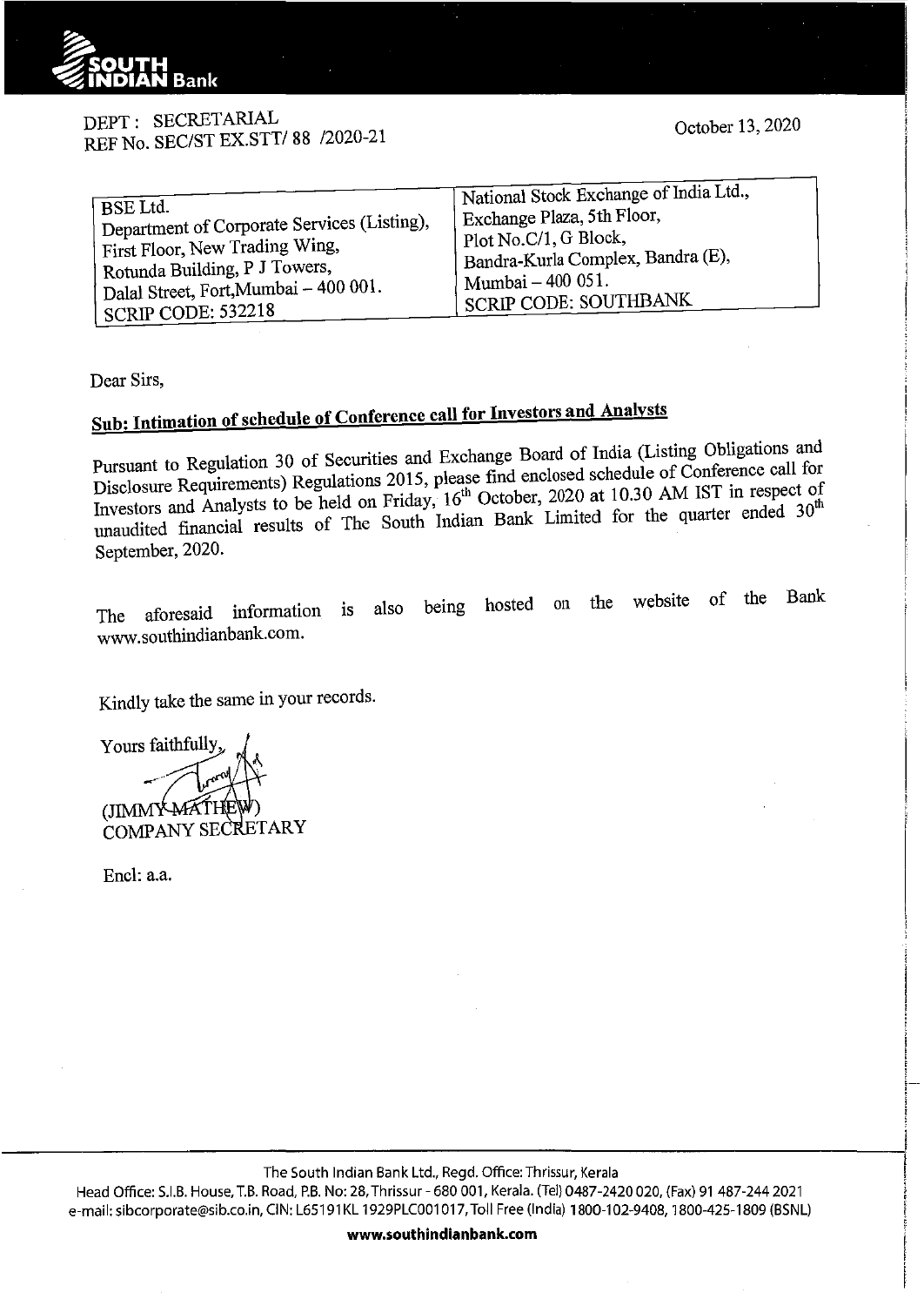DEPT : SECRETARIAL
REF No. SEC/ST EX.STT/ 88 /2020-21

October 13, 2020

| BSE Ltd.<br>Department of Corporate Services (Listing),<br>First Floor, New Trading Wing,<br>Rotunda Building, P J Towers,<br>Dalal Street, Fort,Mumbai – 400 001.<br>SCRIP CODE: 532218 | National Stock Exchange of India Ltd.,<br>Exchange Plaza, 5th Floor,<br>Plot No.C/1, G Block,<br>Bandra-Kurla Complex, Bandra (E),<br>Mumbai – 400 051.<br>SCRIP CODE: SOUTHBANK |
|---|---|

Dear Sirs,

**Sub: Intimation of schedule of Conference call for Investors and Analysts**

Pursuant to Regulation 30 of Securities and Exchange Board of India (Listing Obligations and Disclosure Requirements) Regulations 2015, please find enclosed schedule of Conference call for Investors and Analysts to be held on Friday, 16th October, 2020 at 10.30 AM IST in respect of unaudited financial results of The South Indian Bank Limited for the quarter ended 30th September, 2020.

The aforesaid information is also being hosted on the website of the Bank www.southindianbank.com.

Kindly take the same in your records.

Yours faithfully,

(JIMMY MATHEW)
COMPANY SECRETARY

Encl: a.a.

The South Indian Bank Ltd., Regd. Office: Thrissur, Kerala
Head Office: S.I.B. House, T.B. Road, P.B. No: 28, Thrissur - 680 001, Kerala. (Tel) 0487-2420 020, (Fax) 91 487-244 2021
e-mail: sibcorporate@sib.co.in, CIN: L65191KL1929PLC001017, Toll Free (India) 1800-102-9408, 1800-425-1809 (BSNL)

**www.southindianbank.com**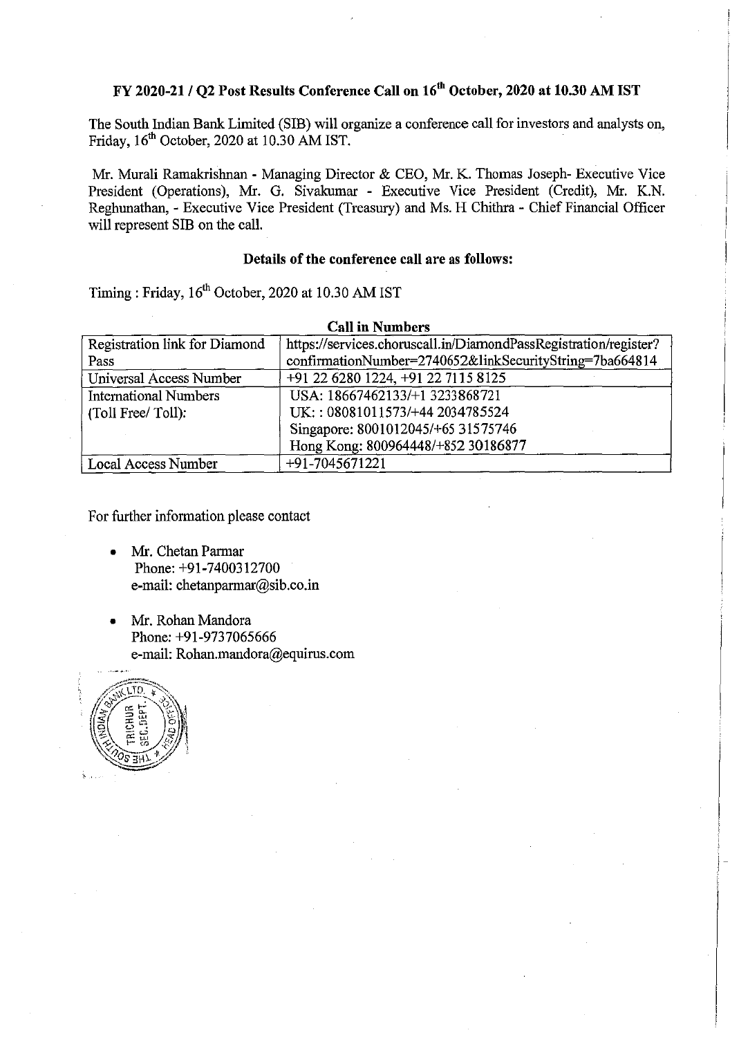## FY 2020-21 / Q2 Post Results Conference Call on 16th October, 2020 at 10.30 AM IST

The South Indian Bank Limited (SIB) will organize a conference call for investors and analysts on, Friday, 16th October, 2020 at 10.30 AM IST.

Mr. Murali Ramakrishnan - Managing Director & CEO, Mr. K. Thomas Joseph- Executive Vice President (Operations), Mr. G. Sivakumar - Executive Vice President (Credit), Mr. K.N. Reghunathan, - Executive Vice President (Treasury) and Ms. H Chithra - Chief Financial Officer will represent SIB on the call.

### Details of the conference call are as follows:

Timing : Friday, 16th October, 2020 at 10.30 AM IST

**Call in Numbers**

| | |
|---|---|
| Registration link for Diamond Pass | https://services.choruscall.in/DiamondPassRegistration/register?confirmationNumber=2740652&linkSecurityString=7ba664814 |
| Universal Access Number | +91 22 6280 1224, +91 22 7115 8125 |
| International Numbers (Toll Free/ Toll): | USA: 18667462133/+1 3233868721<br>UK: : 08081011573/+44 2034785524<br>Singapore: 8001012045/+65 31575746<br>Hong Kong: 800964448/+852 30186877 |
| Local Access Number | +91-7045671221 |

For further information please contact

- Mr. Chetan Parmar
  Phone: +91-7400312700
  e-mail: chetanparmar@sib.co.in

- Mr. Rohan Mandora
  Phone: +91-9737065666
  e-mail: Rohan.mandora@equirus.com